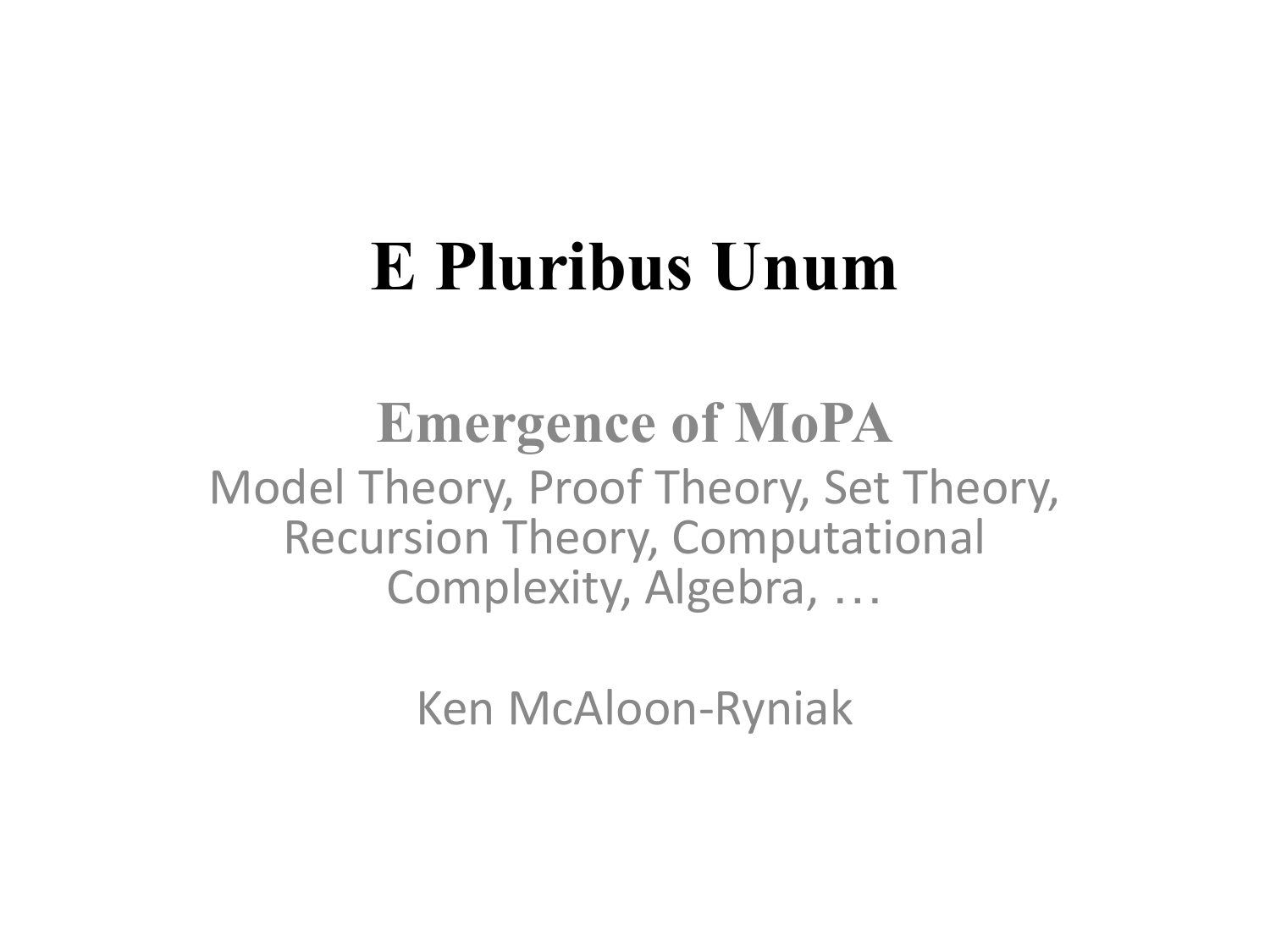# E Pluribus Unum

## Emergence of MoPA

Model Theory, Proof Theory, Set Theory, Recursion Theory, Computational Complexity, Algebra, …

Ken McAloon-Ryniak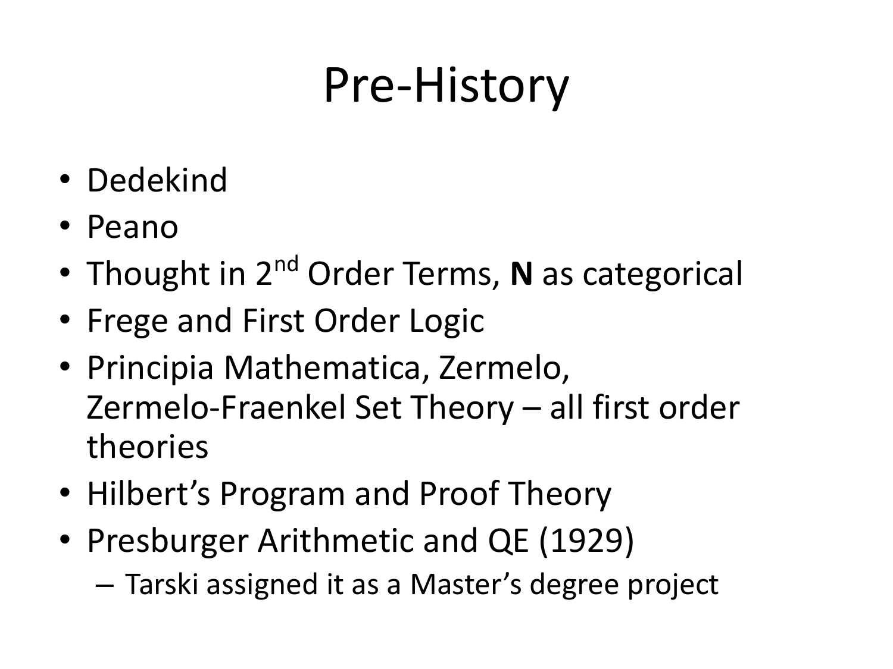# Pre-History

- Dedekind
- Peano
- Thought in $2^{nd}$ Order Terms, **N** as categorical
- Frege and First Order Logic
- Principia Mathematica, Zermelo, Zermelo-Fraenkel Set Theory – all first order theories
- Hilbert's Program and Proof Theory
- Presburger Arithmetic and QE (1929)
  - Tarski assigned it as a Master's degree project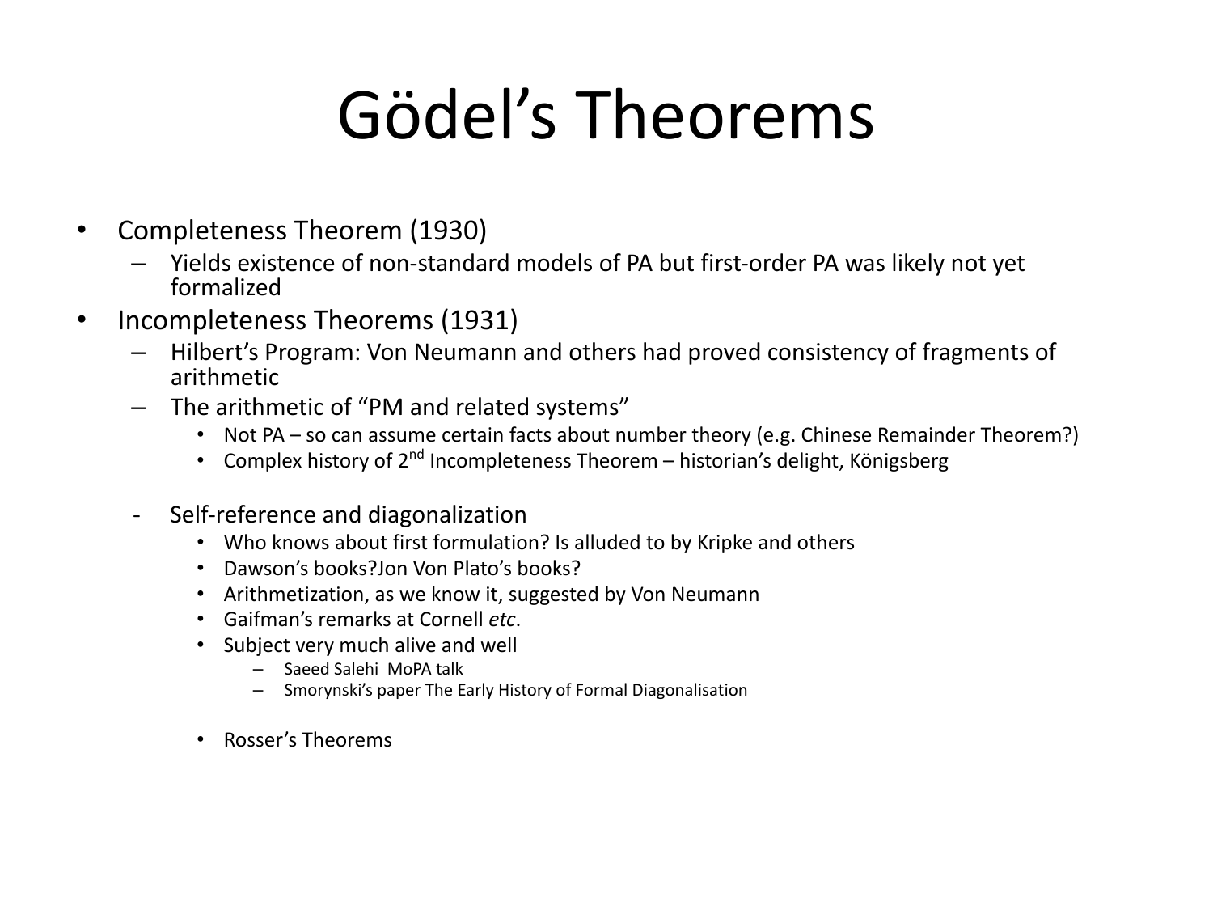# Gödel's Theorems

- Completeness Theorem (1930)
  - Yields existence of non-standard models of PA but first-order PA was likely not yet formalized
- Incompleteness Theorems (1931)
  - Hilbert's Program: Von Neumann and others had proved consistency of fragments of arithmetic
  - The arithmetic of "PM and related systems"
    - Not PA – so can assume certain facts about number theory (e.g. Chinese Remainder Theorem?)
    - Complex history of 2nd Incompleteness Theorem – historian's delight, Königsberg
  - Self-reference and diagonalization
    - Who knows about first formulation? Is alluded to by Kripke and others
    - Dawson's books?Jon Von Plato's books?
    - Arithmetization, as we know it, suggested by Von Neumann
    - Gaifman's remarks at Cornell *etc*.
    - Subject very much alive and well
      - Saeed Salehi MoPA talk
      - Smorynski's paper The Early History of Formal Diagonalisation
    - Rosser's Theorems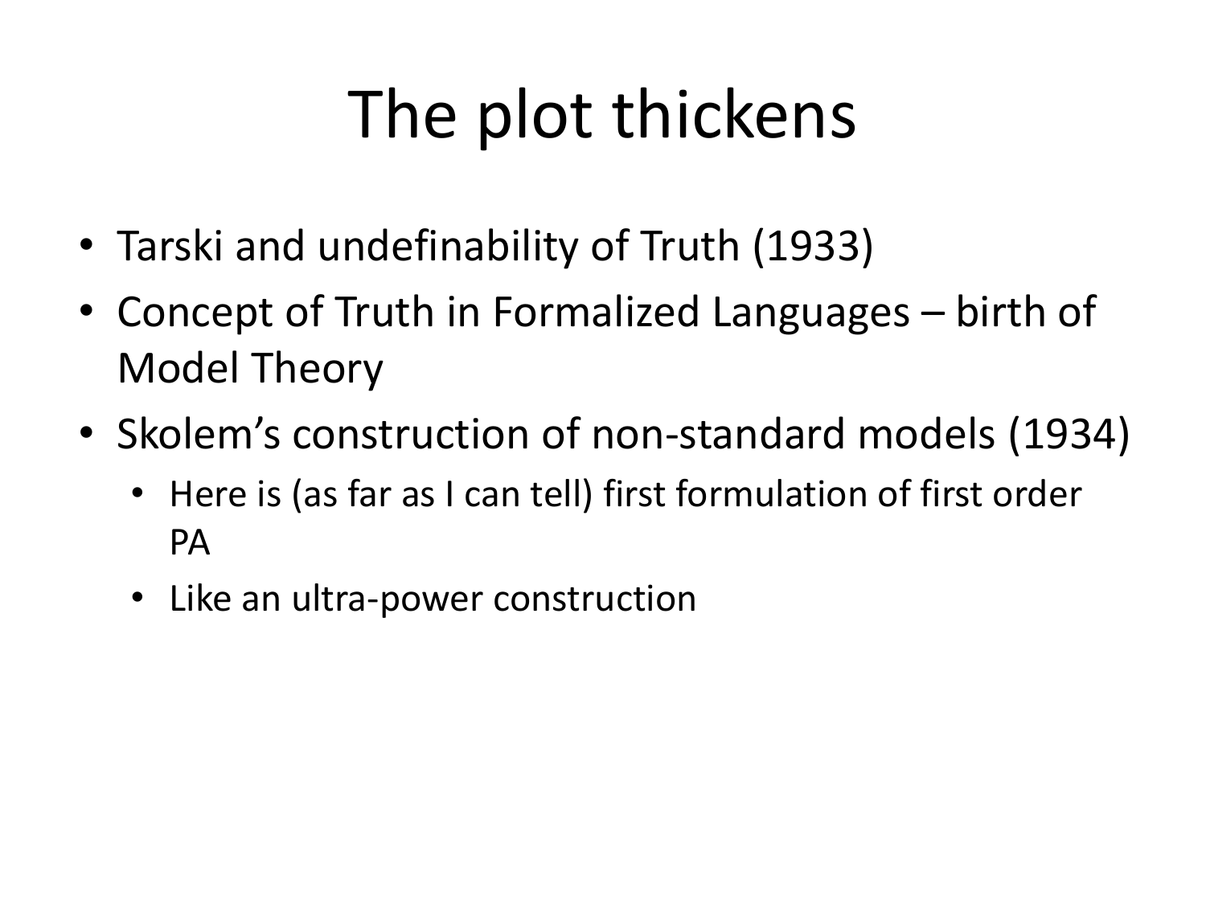# The plot thickens

- Tarski and undefinability of Truth (1933)
- Concept of Truth in Formalized Languages – birth of Model Theory
- Skolem’s construction of non-standard models (1934)
  - Here is (as far as I can tell) first formulation of first order PA
  - Like an ultra-power construction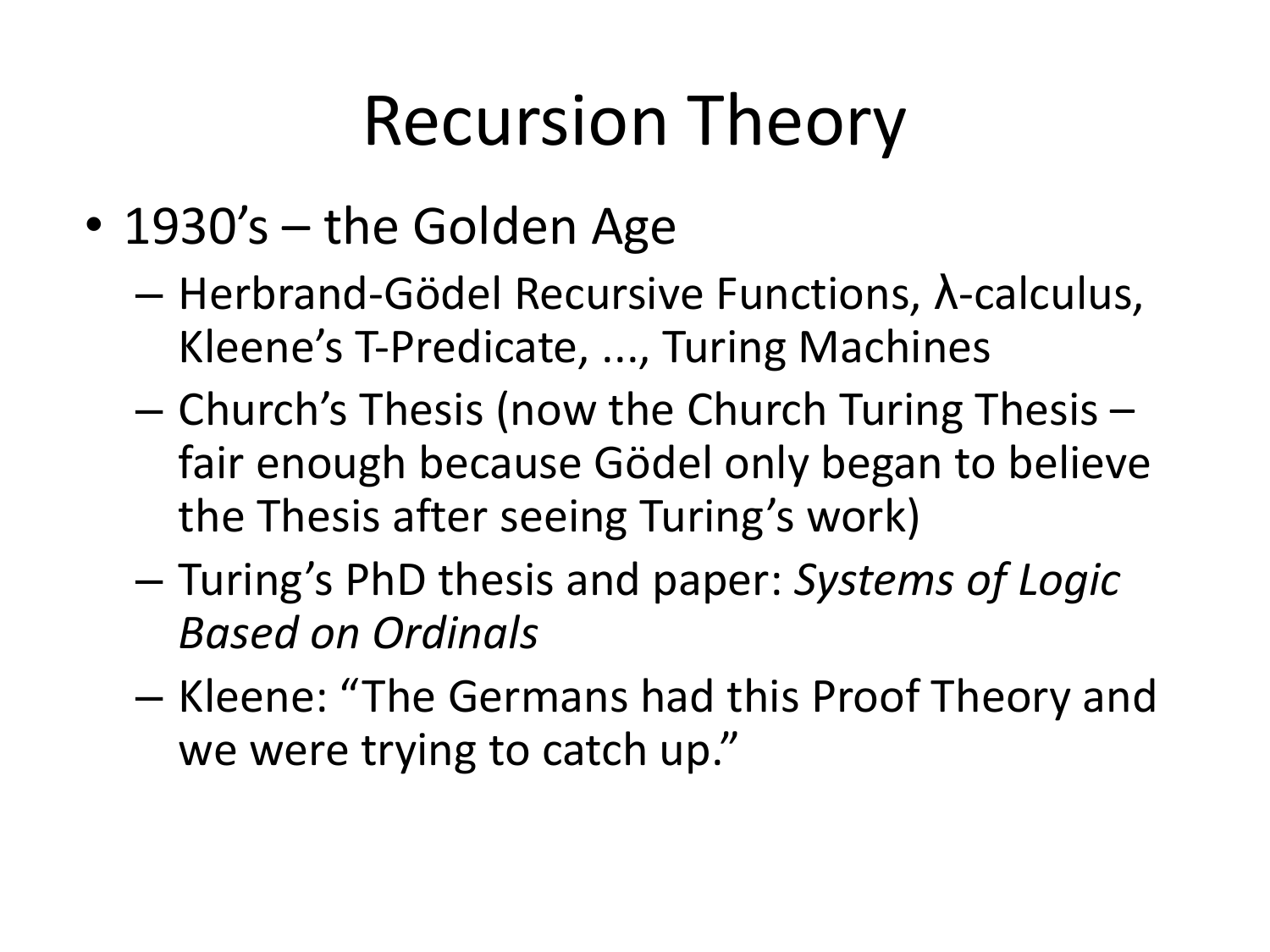# Recursion Theory

- 1930's – the Golden Age
  - Herbrand-Gödel Recursive Functions, λ-calculus, Kleene's T-Predicate, ..., Turing Machines
  - Church's Thesis (now the Church Turing Thesis – fair enough because Gödel only began to believe the Thesis after seeing Turing's work)
  - Turing's PhD thesis and paper: *Systems of Logic Based on Ordinals*
  - Kleene: "The Germans had this Proof Theory and we were trying to catch up."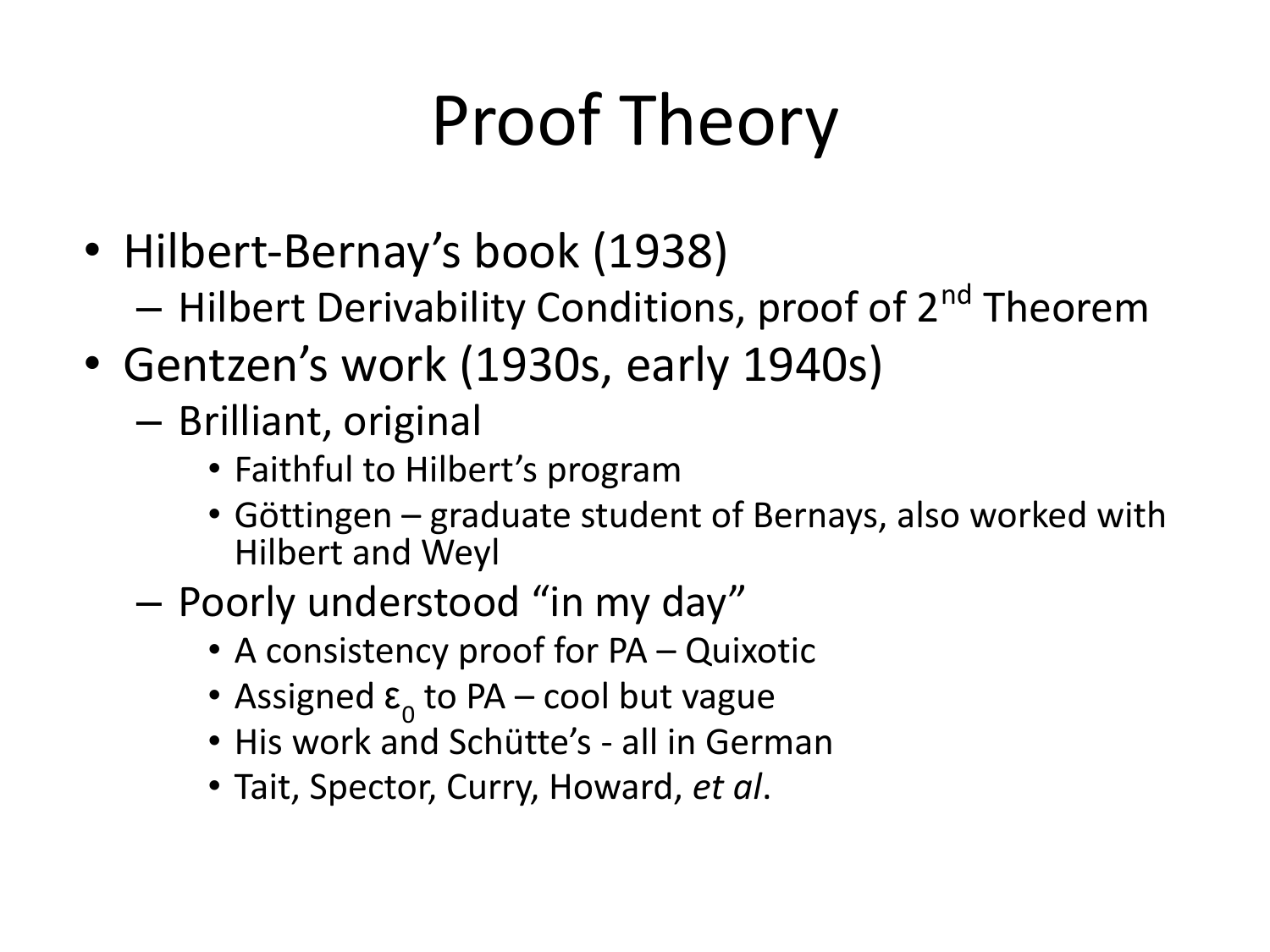# Proof Theory

- Hilbert-Bernay's book (1938)
  - Hilbert Derivability Conditions, proof of 2nd Theorem
- Gentzen's work (1930s, early 1940s)
  - Brilliant, original
    - Faithful to Hilbert's program
    - Göttingen – graduate student of Bernays, also worked with Hilbert and Weyl
  - Poorly understood "in my day"
    - A consistency proof for PA – Quixotic
    - Assigned $\varepsilon_0$ to PA – cool but vague
    - His work and Schütte's - all in German
    - Tait, Spector, Curry, Howard, *et al*.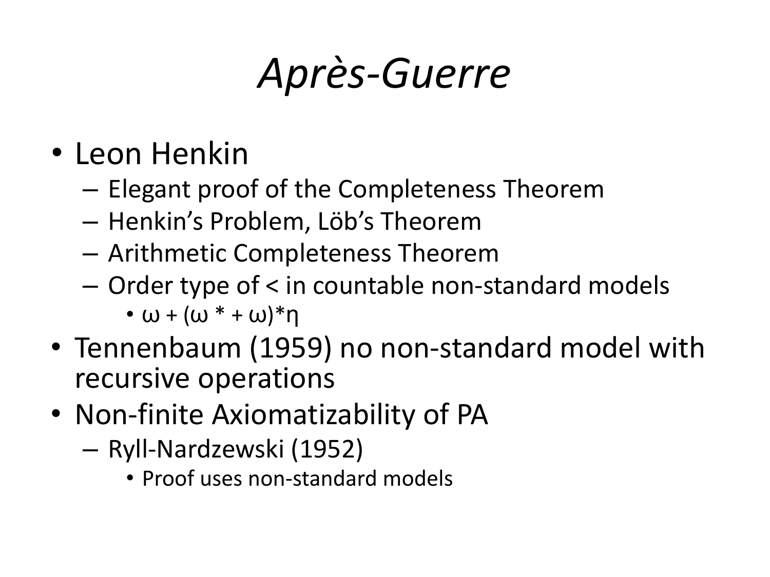# *Après-Guerre*

- Leon Henkin
  - Elegant proof of the Completeness Theorem
  - Henkin's Problem, Löb's Theorem
  - Arithmetic Completeness Theorem
  - Order type of < in countable non-standard models
    - $\omega + (\omega^* + \omega) * \eta$
- Tennenbaum (1959) no non-standard model with recursive operations
- Non-finite Axiomatizability of PA
  - Ryll-Nardzewski (1952)
    - Proof uses non-standard models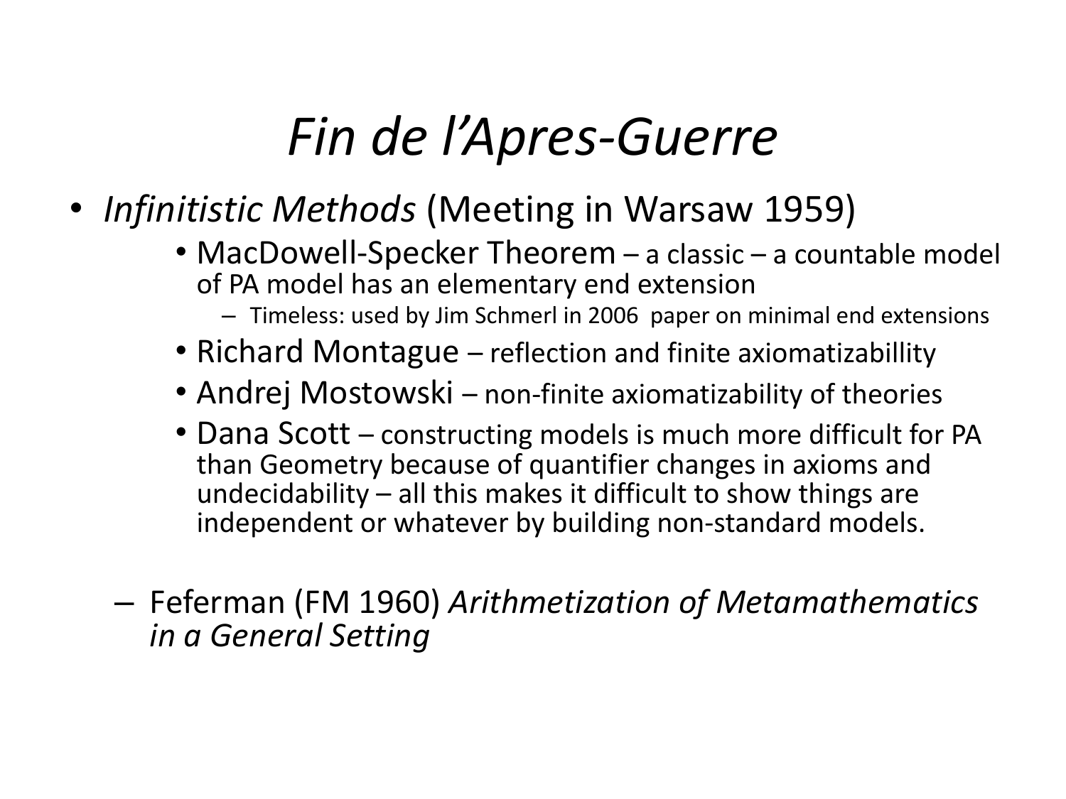# *Fin de l'Apres-Guerre*

- *Infinitistic Methods* (Meeting in Warsaw 1959)
  - MacDowell-Specker Theorem – a classic – a countable model of PA model has an elementary end extension
    - Timeless: used by Jim Schmerl in 2006 paper on minimal end extensions
  - Richard Montague – reflection and finite axiomatizabillity
  - Andrej Mostowski – non-finite axiomatizability of theories
  - Dana Scott – constructing models is much more difficult for PA than Geometry because of quantifier changes in axioms and undecidability – all this makes it difficult to show things are independent or whatever by building non-standard models.

– Feferman (FM 1960) *Arithmetization of Metamathematics in a General Setting*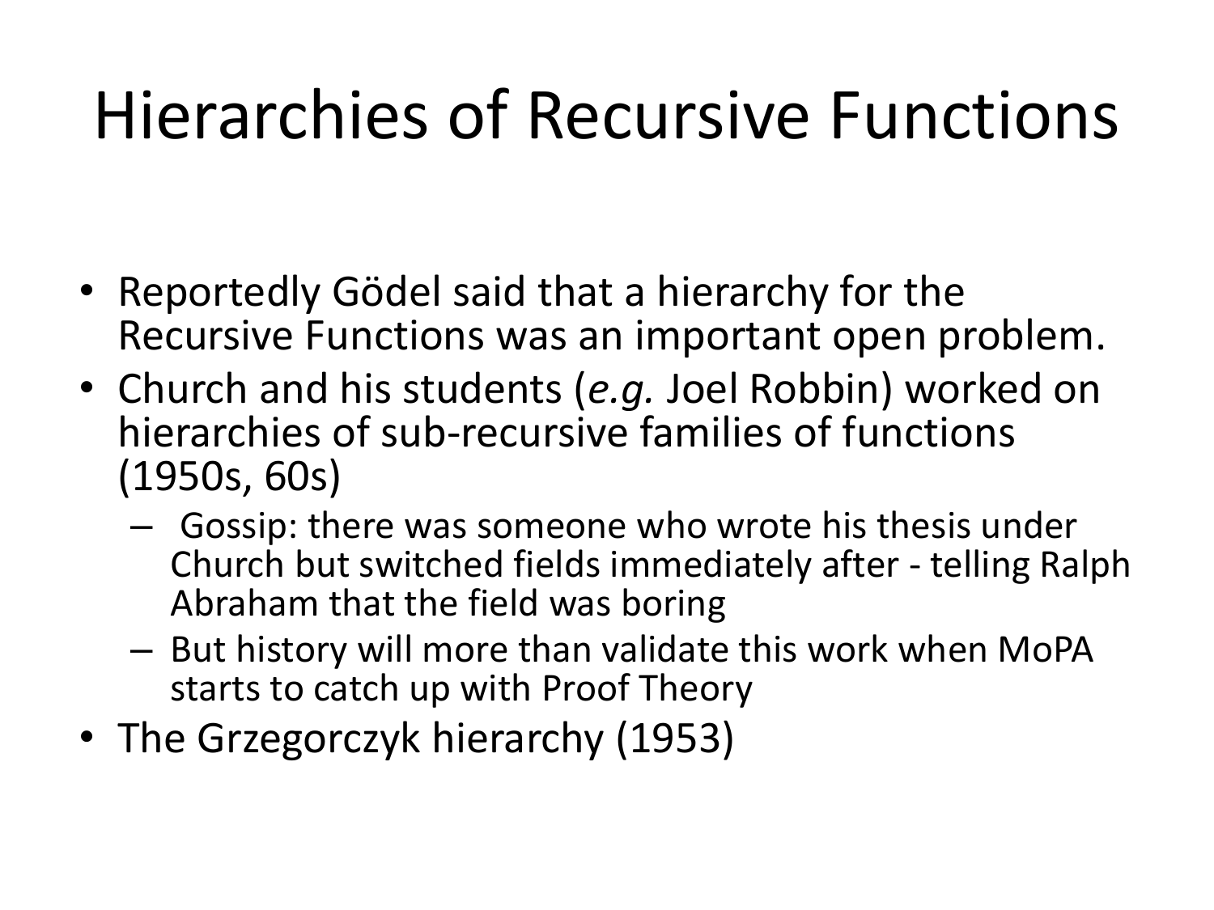# Hierarchies of Recursive Functions

- Reportedly Gödel said that a hierarchy for the Recursive Functions was an important open problem.
- Church and his students (*e.g.* Joel Robbin) worked on hierarchies of sub-recursive families of functions (1950s, 60s)
  - Gossip: there was someone who wrote his thesis under Church but switched fields immediately after - telling Ralph Abraham that the field was boring
  - But history will more than validate this work when MoPA starts to catch up with Proof Theory
- The Grzegorczyk hierarchy (1953)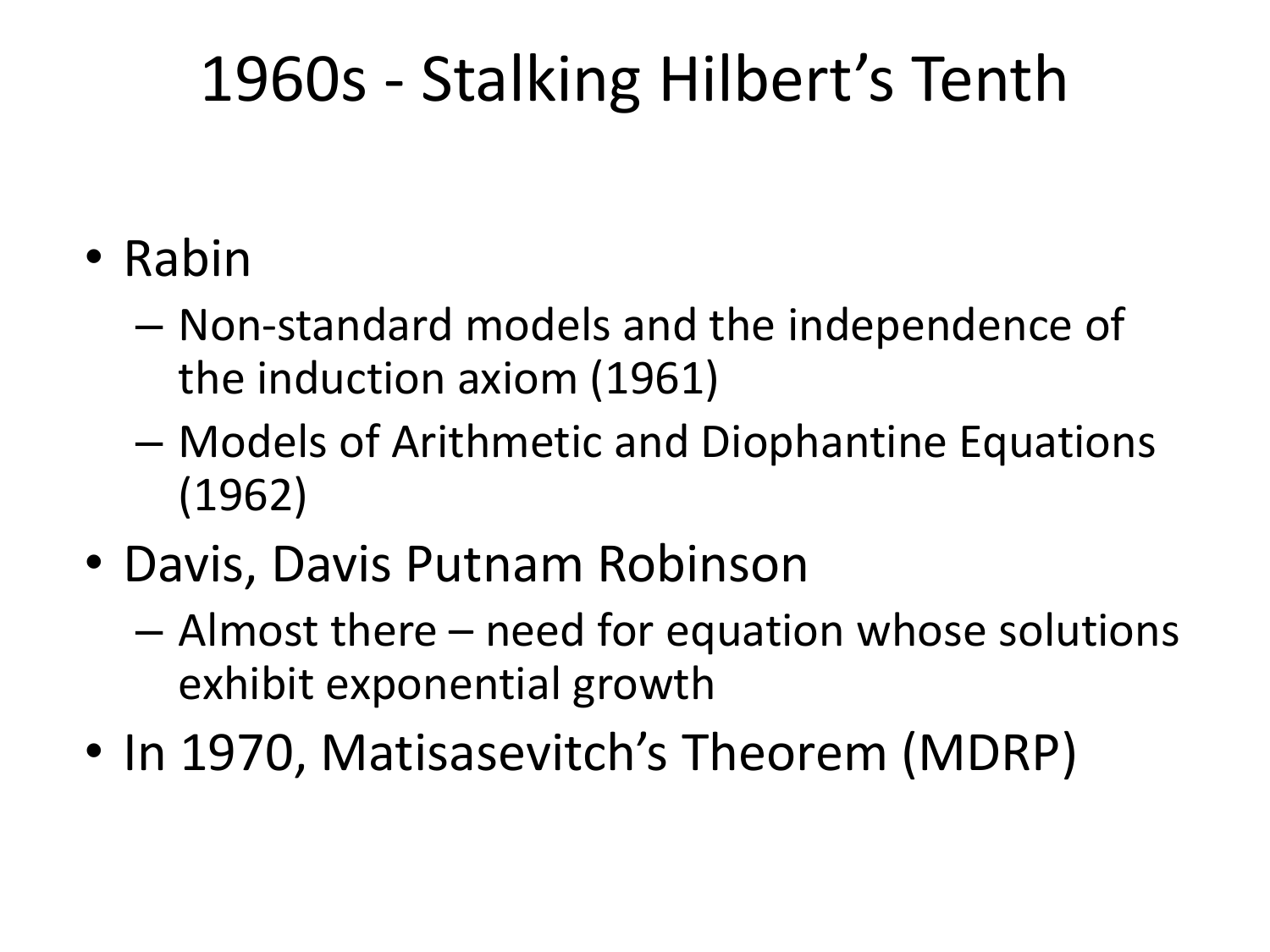# 1960s - Stalking Hilbert's Tenth

- Rabin
  - Non-standard models and the independence of the induction axiom (1961)
  - Models of Arithmetic and Diophantine Equations (1962)
- Davis, Davis Putnam Robinson
  - Almost there – need for equation whose solutions exhibit exponential growth
- In 1970, Matisasevitch's Theorem (MDRP)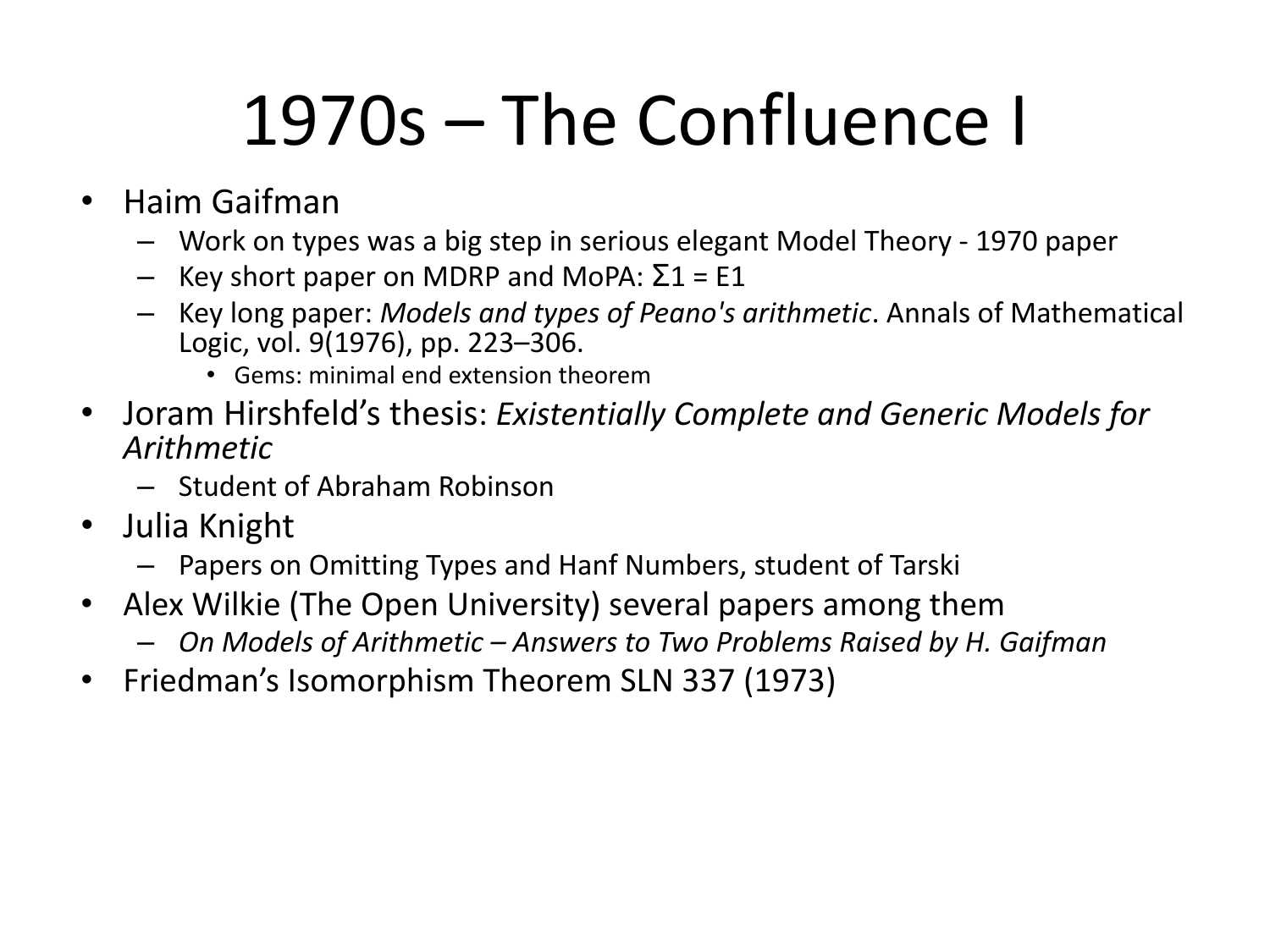# 1970s – The Confluence I

- Haim Gaifman
  - Work on types was a big step in serious elegant Model Theory - 1970 paper
  - Key short paper on MDRP and MoPA: $\Sigma_1 = E_1$
  - Key long paper: *Models and types of Peano's arithmetic*. Annals of Mathematical Logic, vol. 9(1976), pp. 223–306.
    - Gems: minimal end extension theorem
- Joram Hirshfeld's thesis: *Existentially Complete and Generic Models for Arithmetic*
  - Student of Abraham Robinson
- Julia Knight
  - Papers on Omitting Types and Hanf Numbers, student of Tarski
- Alex Wilkie (The Open University) several papers among them
  - *On Models of Arithmetic – Answers to Two Problems Raised by H. Gaifman*
- Friedman's Isomorphism Theorem SLN 337 (1973)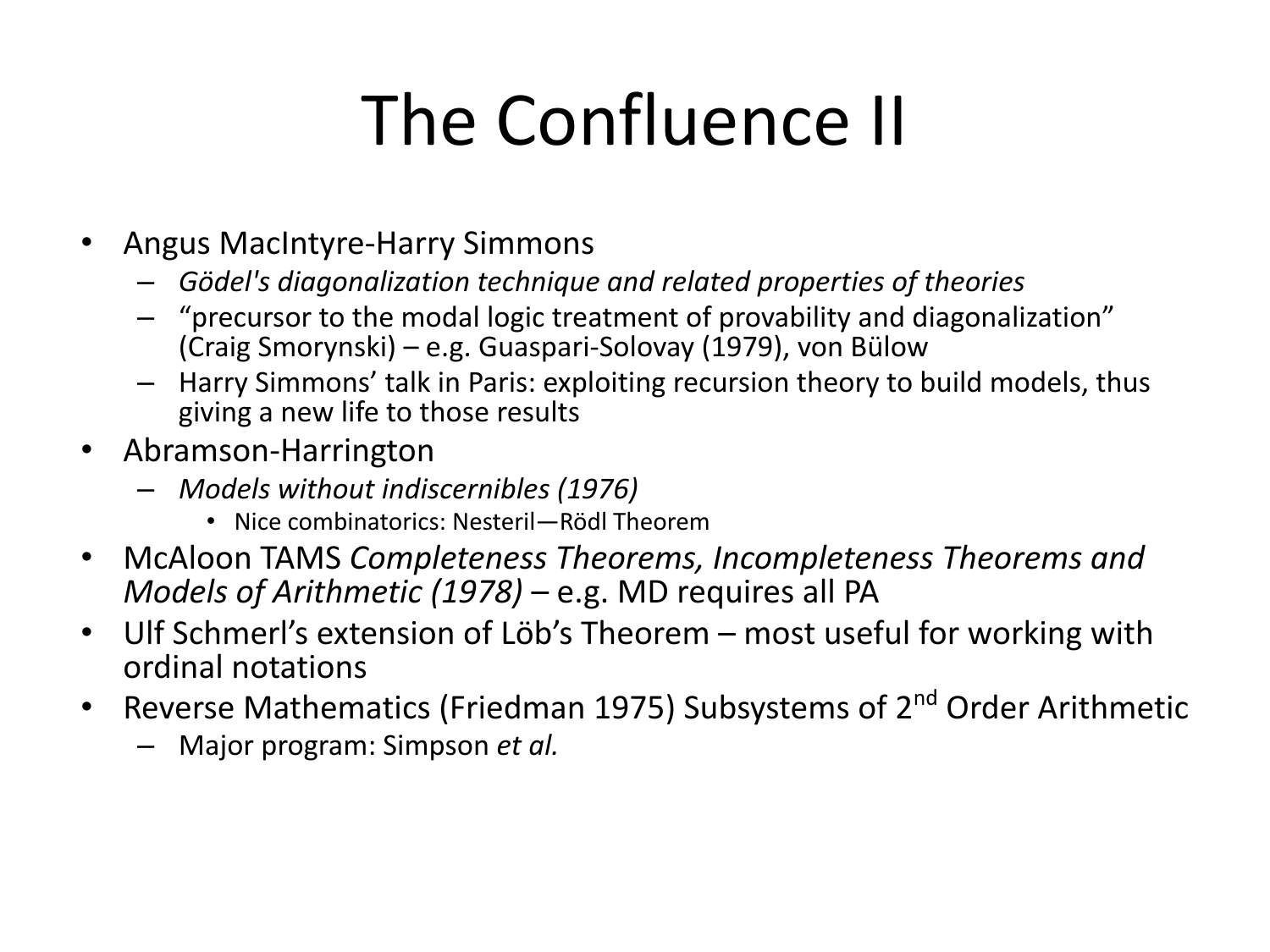# The Confluence II

- Angus MacIntyre-Harry Simmons
  - *Gödel's diagonalization technique and related properties of theories*
  - "precursor to the modal logic treatment of provability and diagonalization" (Craig Smorynski) – e.g. Guaspari-Solovay (1979), von Bülow
  - Harry Simmons' talk in Paris: exploiting recursion theory to build models, thus giving a new life to those results
- Abramson-Harrington
  - *Models without indiscernibles (1976)*
    - Nice combinatorics: Nesteril—Rödl Theorem
- McAloon TAMS *Completeness Theorems, Incompleteness Theorems and Models of Arithmetic (1978)* – e.g. MD requires all PA
- Ulf Schmerl's extension of Löb's Theorem – most useful for working with ordinal notations
- Reverse Mathematics (Friedman 1975) Subsystems of 2nd Order Arithmetic
  - Major program: Simpson *et al.*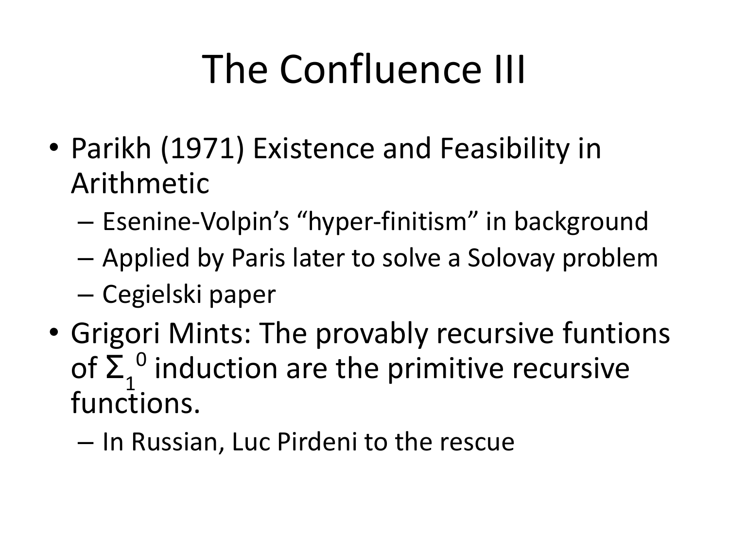# The Confluence III

- Parikh (1971) Existence and Feasibility in Arithmetic
  - Esenine-Volpin's "hyper-finitism" in background
  - Applied by Paris later to solve a Solovay problem
  - Cegielski paper
- Grigori Mints: The provably recursive funtions of $\Sigma_1^0$ induction are the primitive recursive functions.
  - In Russian, Luc Pirdeni to the rescue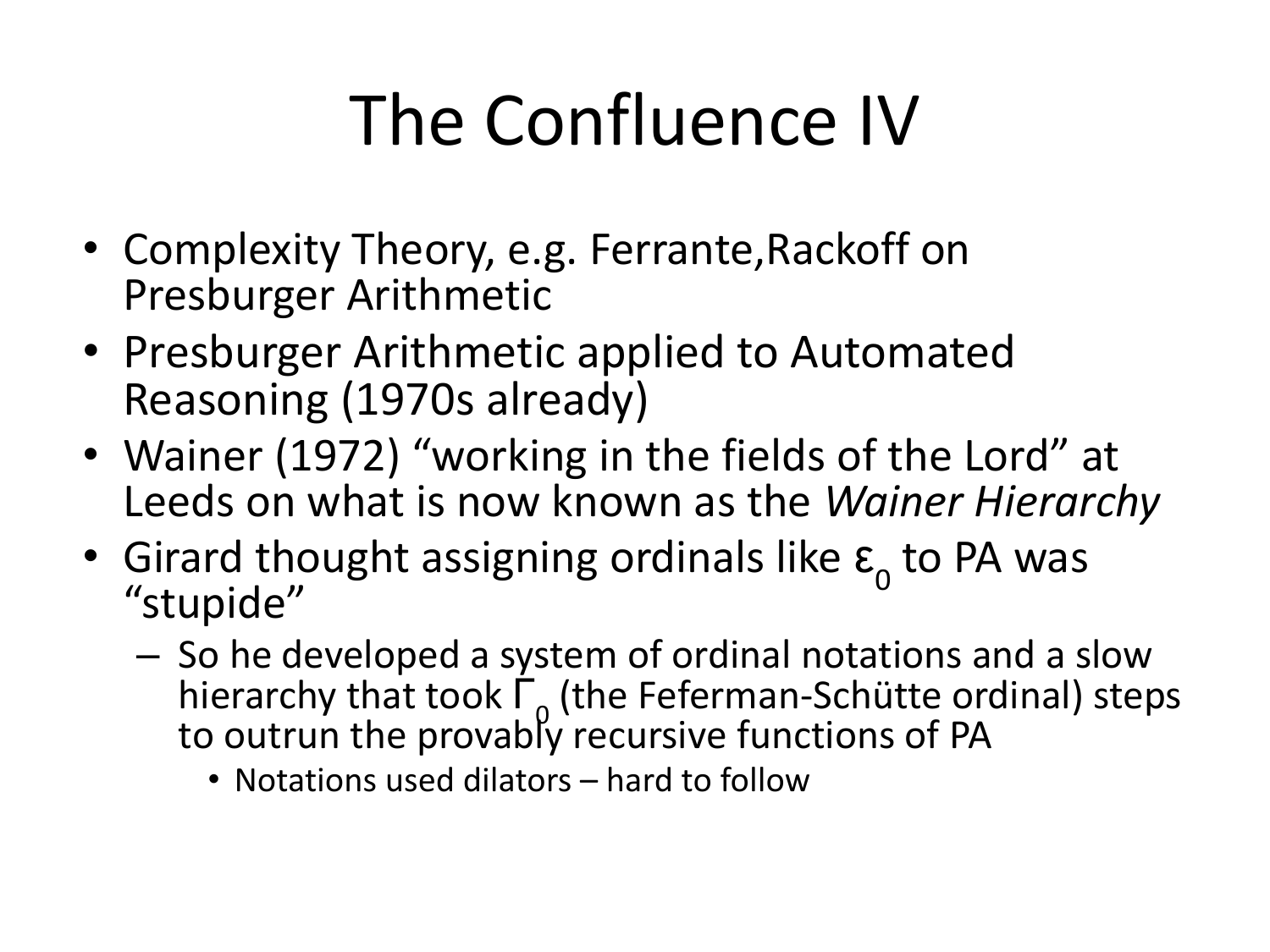# The Confluence IV

- Complexity Theory, e.g. Ferrante,Rackoff on Presburger Arithmetic
- Presburger Arithmetic applied to Automated Reasoning (1970s already)
- Wainer (1972) "working in the fields of the Lord" at Leeds on what is now known as the *Wainer Hierarchy*
- Girard thought assigning ordinals like $\varepsilon_0$ to PA was "stupide"
  - So he developed a system of ordinal notations and a slow hierarchy that took $\Gamma_0$ (the Feferman-Schütte ordinal) steps to outrun the provably recursive functions of PA
    - Notations used dilators – hard to follow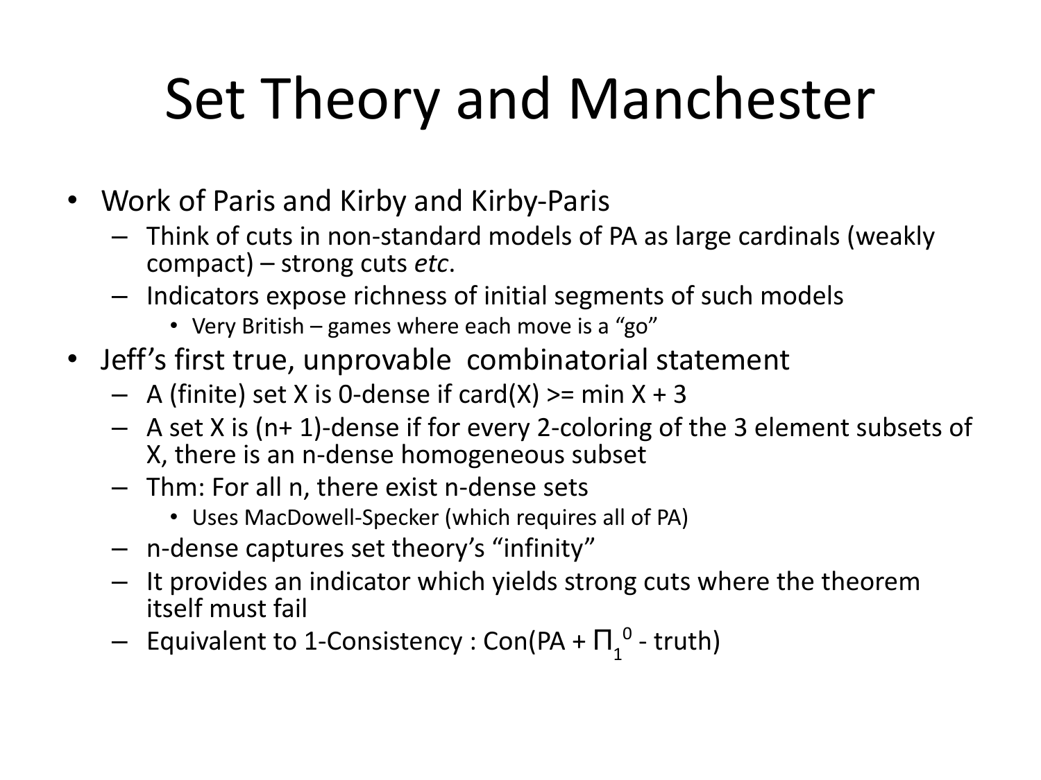# Set Theory and Manchester

- Work of Paris and Kirby and Kirby-Paris
  - Think of cuts in non-standard models of PA as large cardinals (weakly compact) – strong cuts *etc*.
  - Indicators expose richness of initial segments of such models
    - Very British – games where each move is a "go"
- Jeff's first true, unprovable combinatorial statement
  - A (finite) set X is 0-dense if card(X) >= min X + 3
  - A set X is (n+ 1)-dense if for every 2-coloring of the 3 element subsets of X, there is an n-dense homogeneous subset
  - Thm: For all n, there exist n-dense sets
    - Uses MacDowell-Specker (which requires all of PA)
  - n-dense captures set theory's "infinity"
  - It provides an indicator which yields strong cuts where the theorem itself must fail
  - Equivalent to 1-Consistency : Con(PA + $\Pi_1^0$ - truth)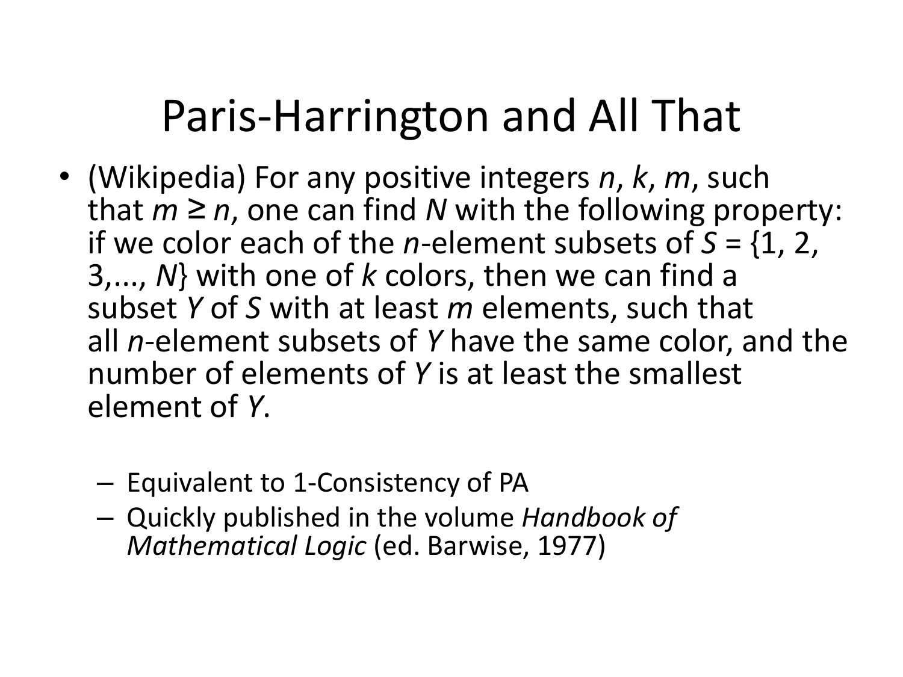# Paris-Harrington and All That

- (Wikipedia) For any positive integers $n$, $k$, $m$, such that $m \geq n$, one can find $N$ with the following property: if we color each of the $n$-element subsets of $S = \{1, 2, 3, ..., N\}$ with one of $k$ colors, then we can find a subset $Y$ of $S$ with at least $m$ elements, such that all $n$-element subsets of $Y$ have the same color, and the number of elements of $Y$ is at least the smallest element of $Y$.
  - Equivalent to 1-Consistency of PA
  - Quickly published in the volume *Handbook of Mathematical Logic* (ed. Barwise, 1977)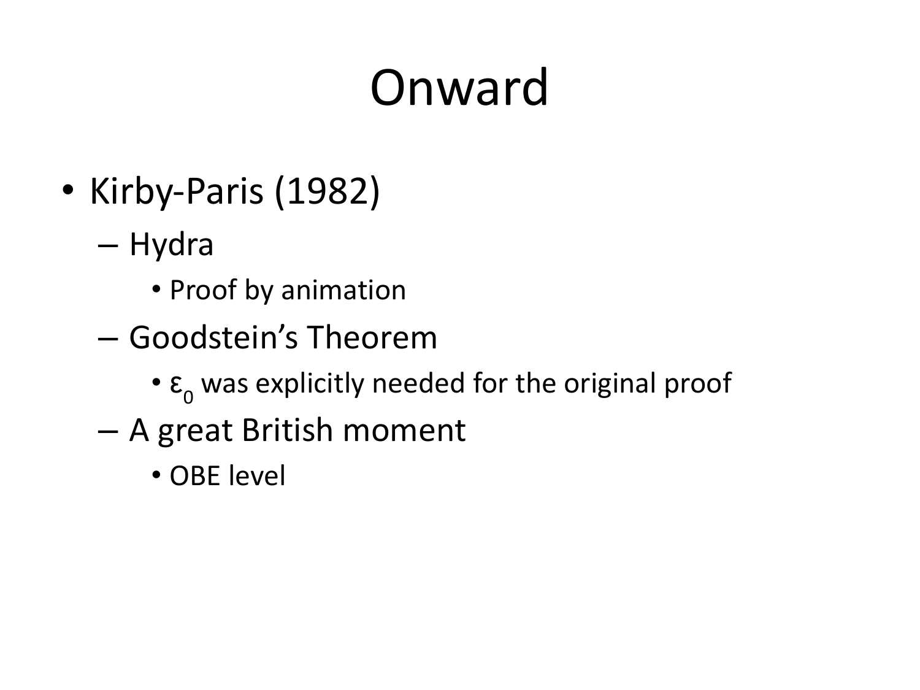# Onward

- Kirby-Paris (1982)
  - Hydra
    - Proof by animation
  - Goodstein's Theorem
    - $\varepsilon_0$ was explicitly needed for the original proof
  - A great British moment
    - OBE level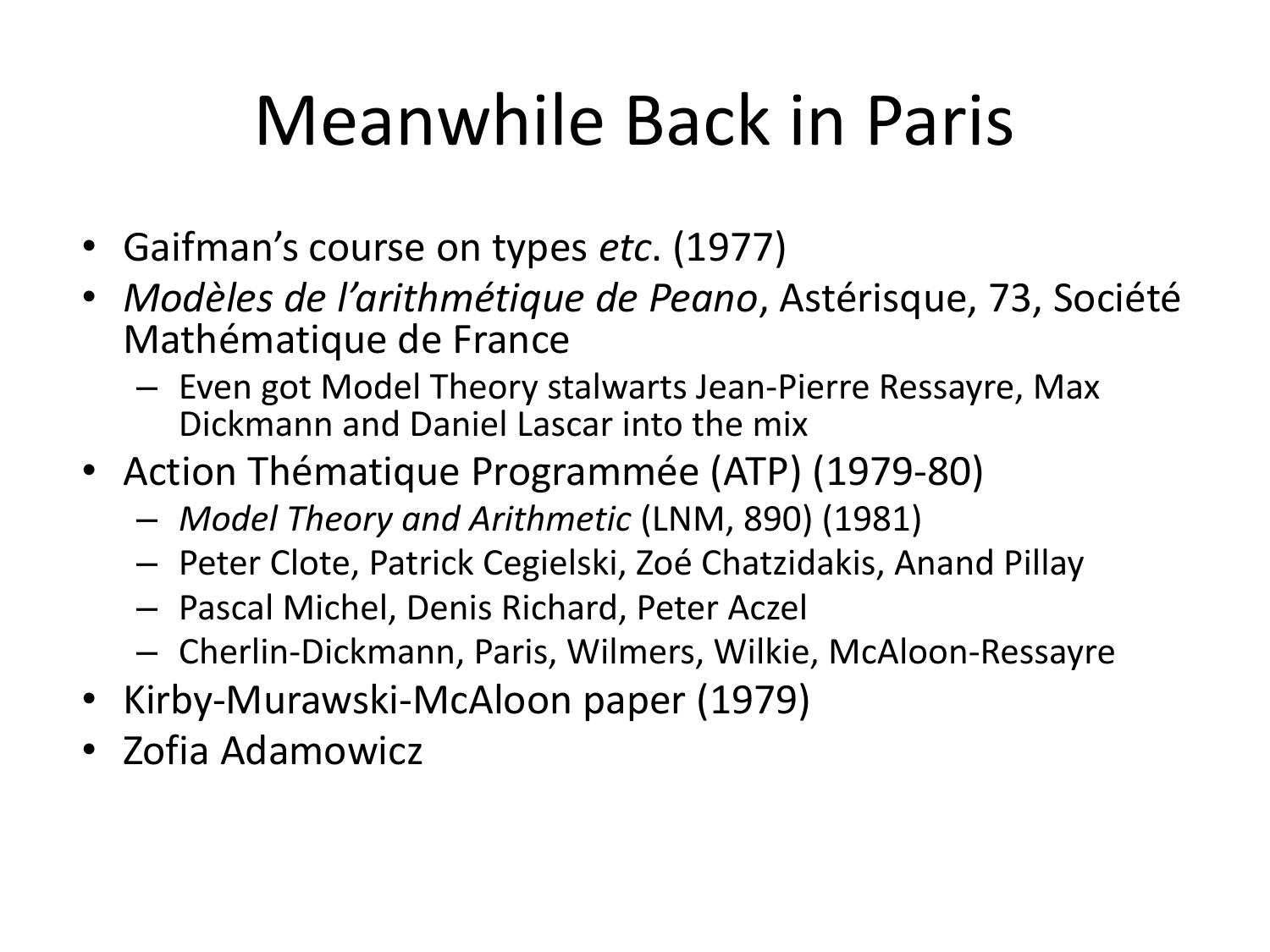# Meanwhile Back in Paris

- Gaifman's course on types *etc*. (1977)
- *Modèles de l'arithmétique de Peano*, Astérisque, 73, Société Mathématique de France
  - Even got Model Theory stalwarts Jean-Pierre Ressayre, Max Dickmann and Daniel Lascar into the mix
- Action Thématique Programmée (ATP) (1979-80)
  - *Model Theory and Arithmetic* (LNM, 890) (1981)
  - Peter Clote, Patrick Cegielski, Zoé Chatzidakis, Anand Pillay
  - Pascal Michel, Denis Richard, Peter Aczel
  - Cherlin-Dickmann, Paris, Wilmers, Wilkie, McAloon-Ressayre
- Kirby-Murawski-McAloon paper (1979)
- Zofia Adamowicz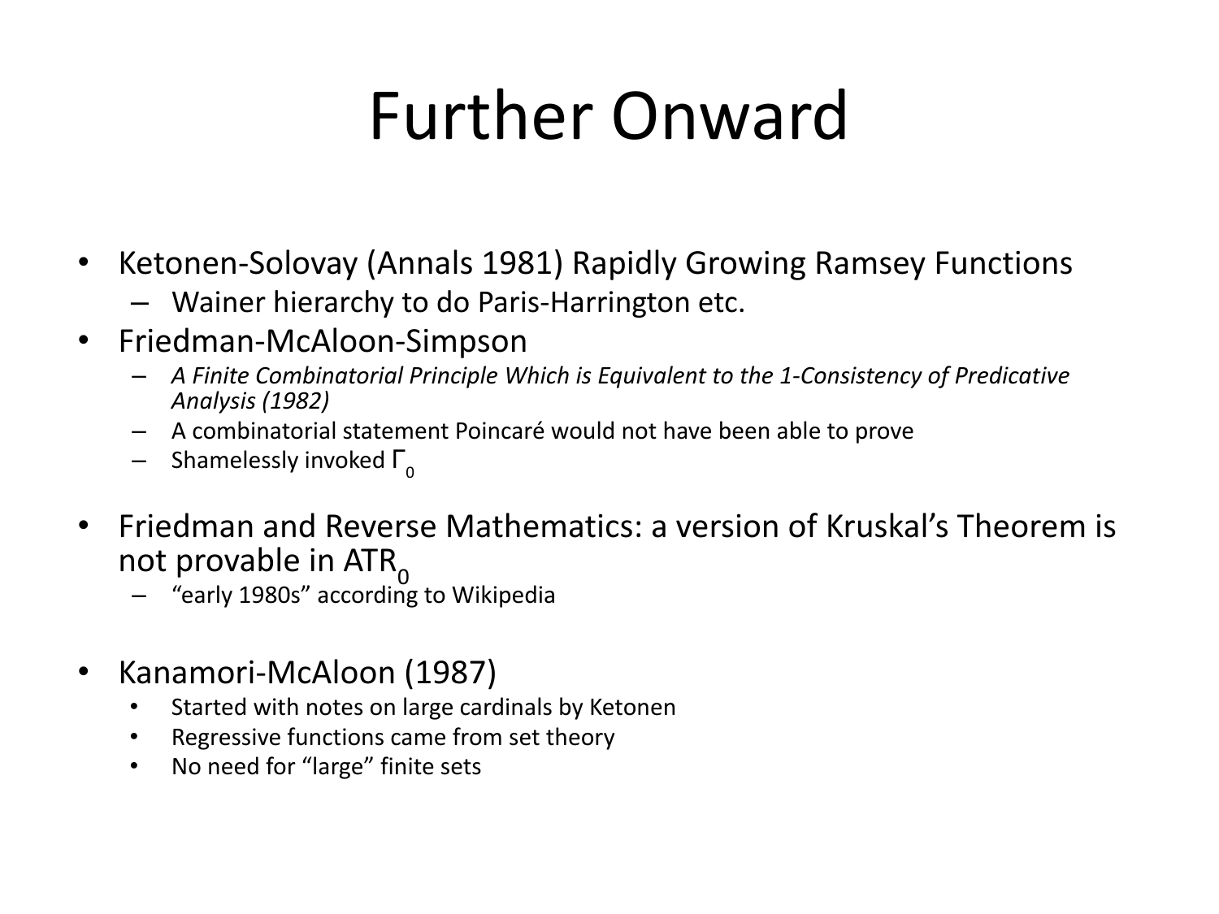# Further Onward

- Ketonen-Solovay (Annals 1981) Rapidly Growing Ramsey Functions
  - Wainer hierarchy to do Paris-Harrington etc.
- Friedman-McAloon-Simpson
  - *A Finite Combinatorial Principle Which is Equivalent to the 1-Consistency of Predicative Analysis (1982)*
  - A combinatorial statement Poincaré would not have been able to prove
  - Shamelessly invoked $\Gamma_0$
- Friedman and Reverse Mathematics: a version of Kruskal's Theorem is not provable in $ATR_0$
  - "early 1980s" according to Wikipedia
- Kanamori-McAloon (1987)
  - Started with notes on large cardinals by Ketonen
  - Regressive functions came from set theory
  - No need for "large" finite sets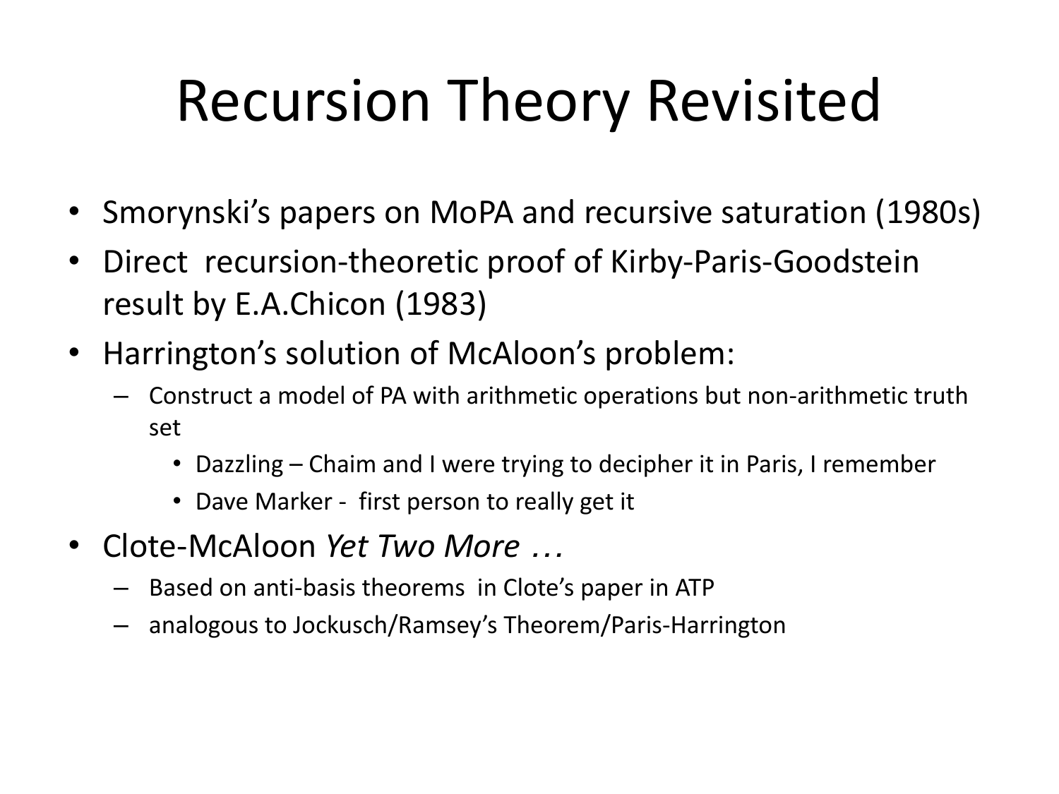# Recursion Theory Revisited

- Smorynski's papers on MoPA and recursive saturation (1980s)
- Direct recursion-theoretic proof of Kirby-Paris-Goodstein result by E.A.Chicon (1983)
- Harrington's solution of McAloon's problem:
  - Construct a model of PA with arithmetic operations but non-arithmetic truth set
    - Dazzling – Chaim and I were trying to decipher it in Paris, I remember
    - Dave Marker - first person to really get it
- Clote-McAloon *Yet Two More …*
  - Based on anti-basis theorems in Clote's paper in ATP
  - analogous to Jockusch/Ramsey's Theorem/Paris-Harrington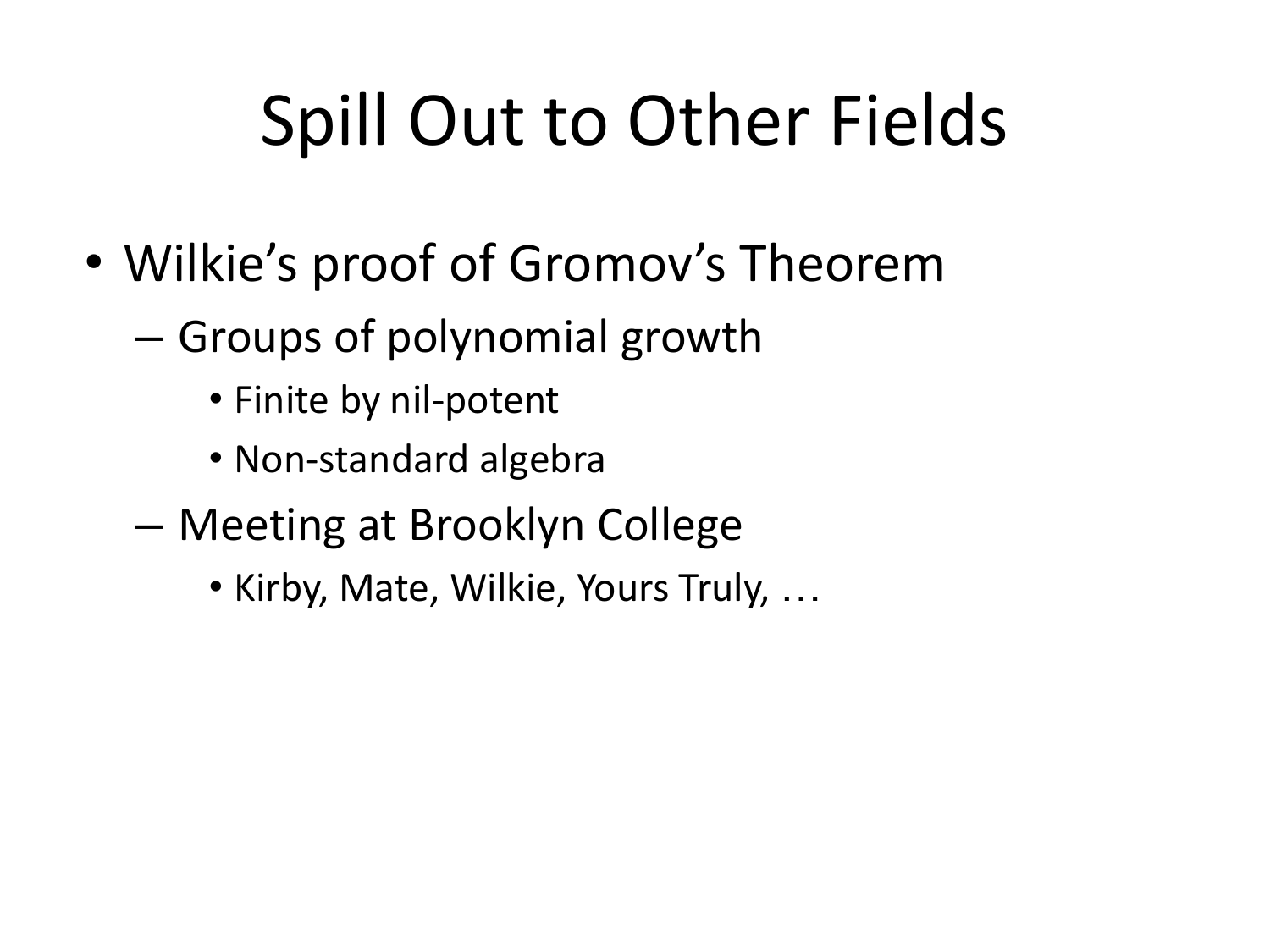# Spill Out to Other Fields

- Wilkie's proof of Gromov's Theorem
  - Groups of polynomial growth
    - Finite by nil-potent
    - Non-standard algebra
  - Meeting at Brooklyn College
    - Kirby, Mate, Wilkie, Yours Truly, …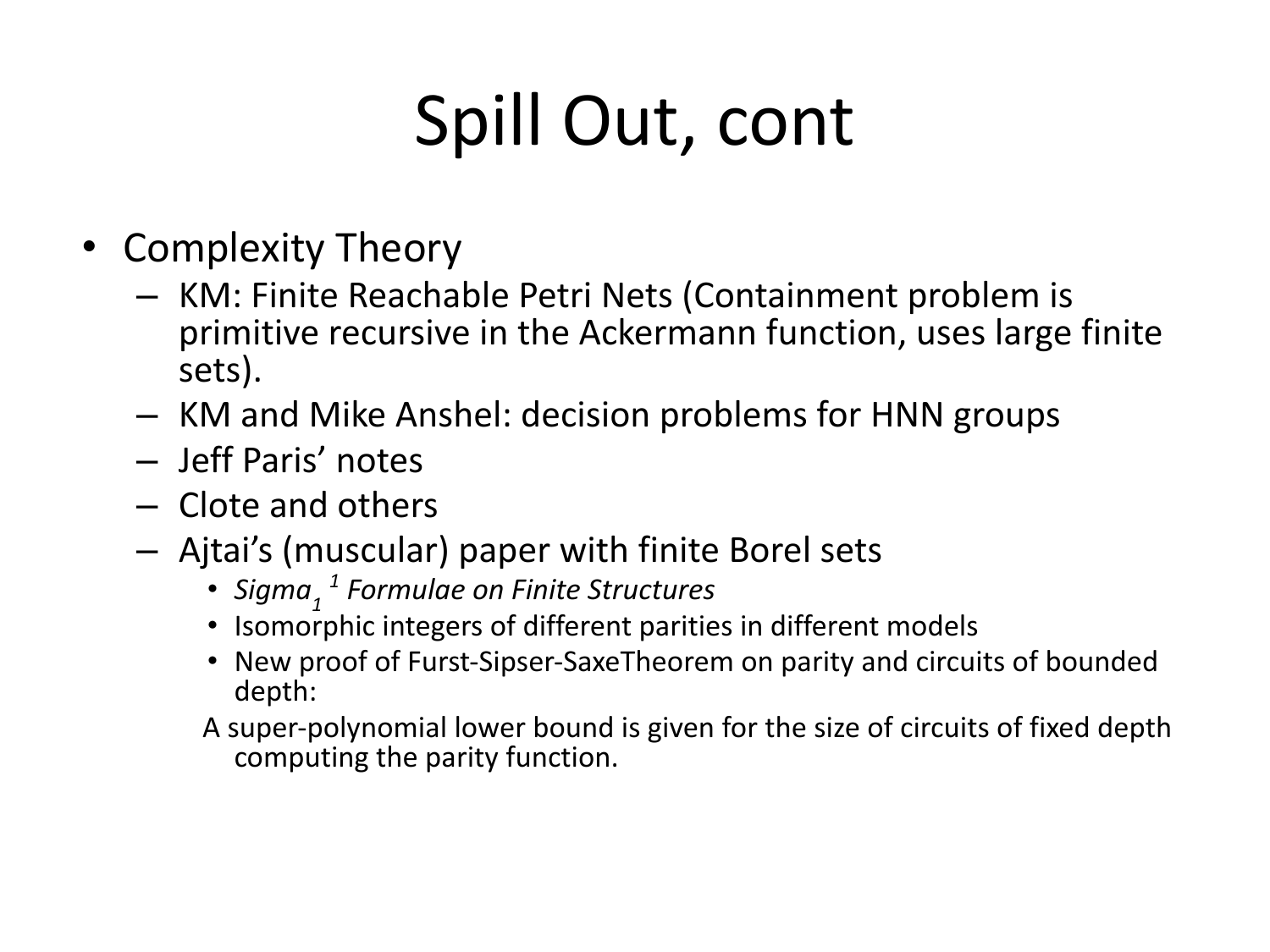# Spill Out, cont

- Complexity Theory
  - KM: Finite Reachable Petri Nets (Containment problem is primitive recursive in the Ackermann function, uses large finite sets).
  - KM and Mike Anshel: decision problems for HNN groups
  - Jeff Paris' notes
  - Clote and others
  - Ajtai's (muscular) paper with finite Borel sets
    - *$Sigma_1{}^1$ Formulae on Finite Structures*
    - Isomorphic integers of different parities in different models
    - New proof of Furst-Sipser-SaxeTheorem on parity and circuits of bounded depth:

    A super-polynomial lower bound is given for the size of circuits of fixed depth computing the parity function.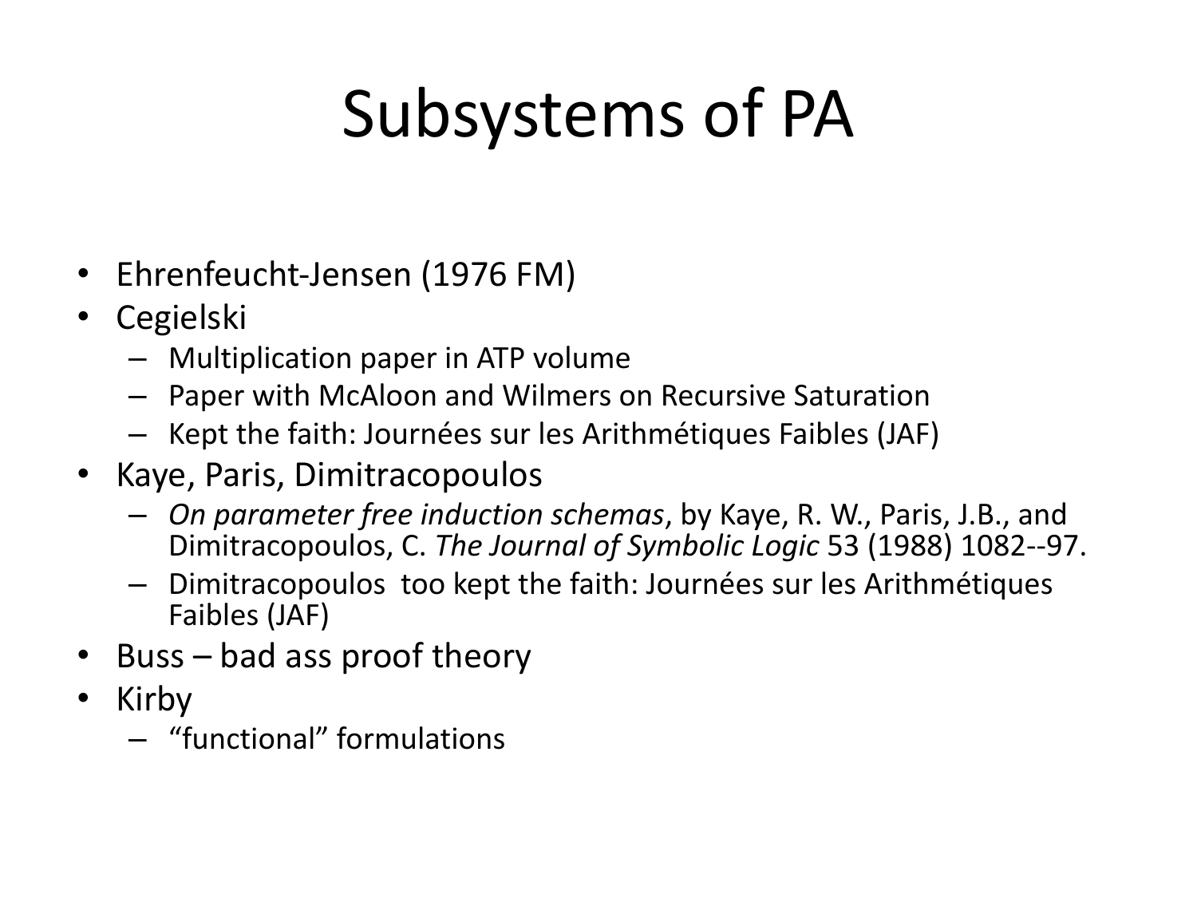# Subsystems of PA

- Ehrenfeucht-Jensen (1976 FM)
- Cegielski
  - Multiplication paper in ATP volume
  - Paper with McAloon and Wilmers on Recursive Saturation
  - Kept the faith: Journées sur les Arithmétiques Faibles (JAF)
- Kaye, Paris, Dimitracopoulos
  - *On parameter free induction schemas*, by Kaye, R. W., Paris, J.B., and Dimitracopoulos, C. *The Journal of Symbolic Logic* 53 (1988) 1082--97.
  - Dimitracopoulos too kept the faith: Journées sur les Arithmétiques Faibles (JAF)
- Buss – bad ass proof theory
- Kirby
  - "functional" formulations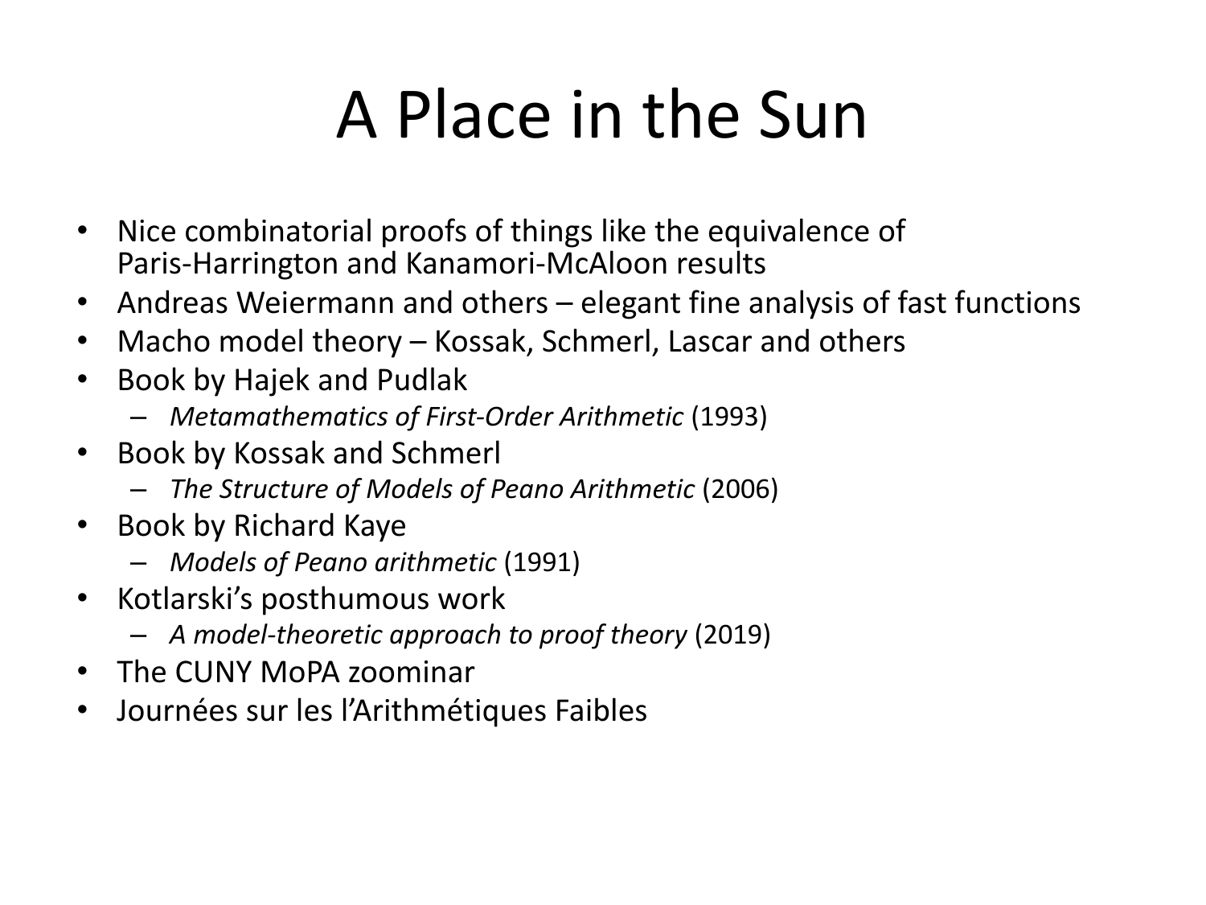# A Place in the Sun

- Nice combinatorial proofs of things like the equivalence of Paris-Harrington and Kanamori-McAloon results
- Andreas Weiermann and others – elegant fine analysis of fast functions
- Macho model theory – Kossak, Schmerl, Lascar and others
- Book by Hajek and Pudlak
  - *Metamathematics of First-Order Arithmetic* (1993)
- Book by Kossak and Schmerl
  - *The Structure of Models of Peano Arithmetic* (2006)
- Book by Richard Kaye
  - *Models of Peano arithmetic* (1991)
- Kotlarski's posthumous work
  - *A model-theoretic approach to proof theory* (2019)
- The CUNY MoPA zoominar
- Journées sur les l'Arithmétiques Faibles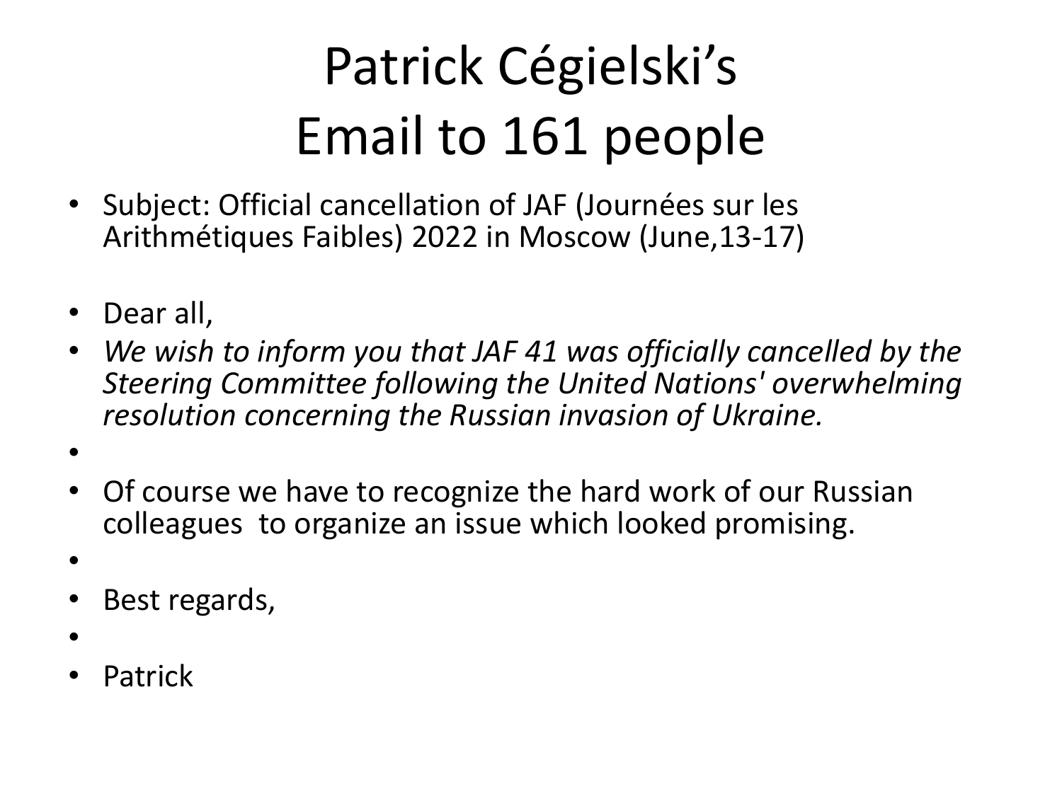# Patrick Cégielski's Email to 161 people

- Subject: Official cancellation of JAF (Journées sur les Arithmétiques Faibles) 2022 in Moscow (June,13-17)

- Dear all,
- *We wish to inform you that JAF 41 was officially cancelled by the Steering Committee following the United Nations' overwhelming resolution concerning the Russian invasion of Ukraine.*
- Of course we have to recognize the hard work of our Russian colleagues to organize an issue which looked promising.
- Best regards,
- Patrick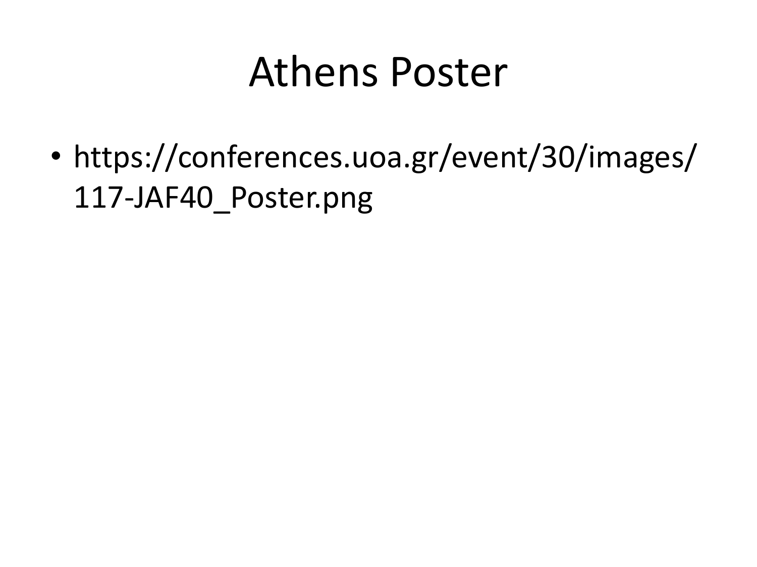# Athens Poster

- https://conferences.uoa.gr/event/30/images/117-JAF40_Poster.png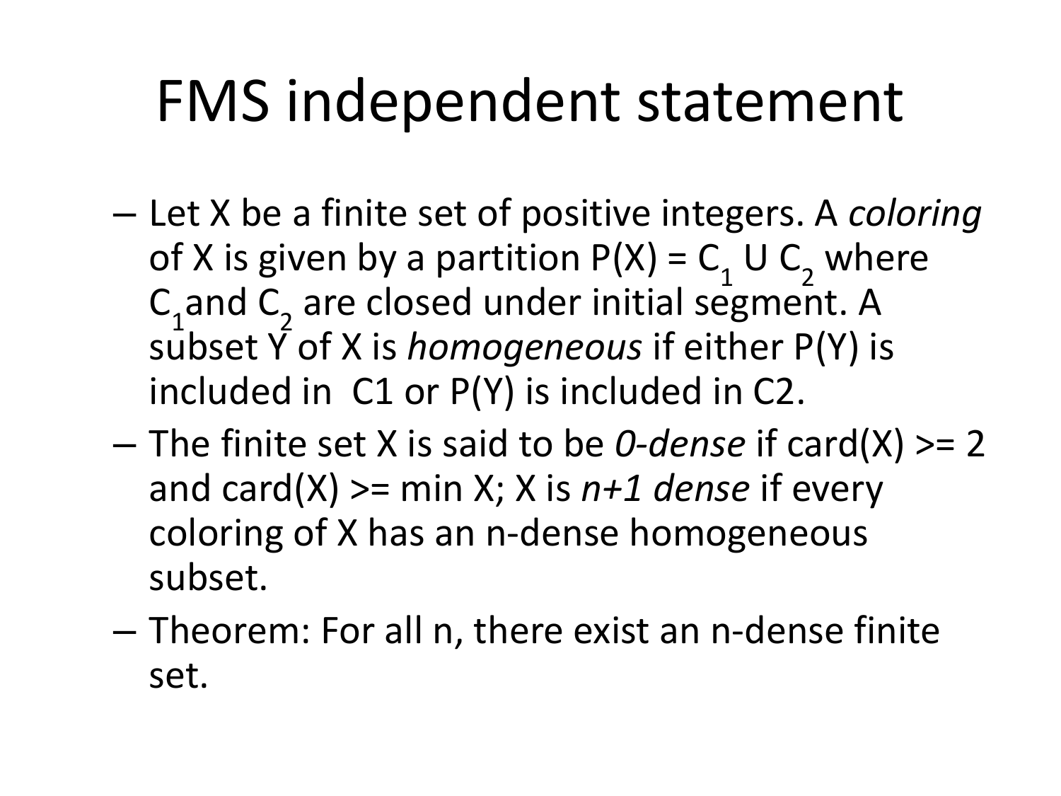# FMS independent statement

- Let X be a finite set of positive integers. A *coloring* of X is given by a partition $P(X) = C_1 \cup C_2$ where $C_1$ and $C_2$ are closed under initial segment. A subset Y of X is *homogeneous* if either P(Y) is included in C1 or P(Y) is included in C2.
- The finite set X is said to be *0-dense* if card(X) >= 2 and card(X) >= min X; X is *n+1 dense* if every coloring of X has an n-dense homogeneous subset.
- Theorem: For all n, there exist an n-dense finite set.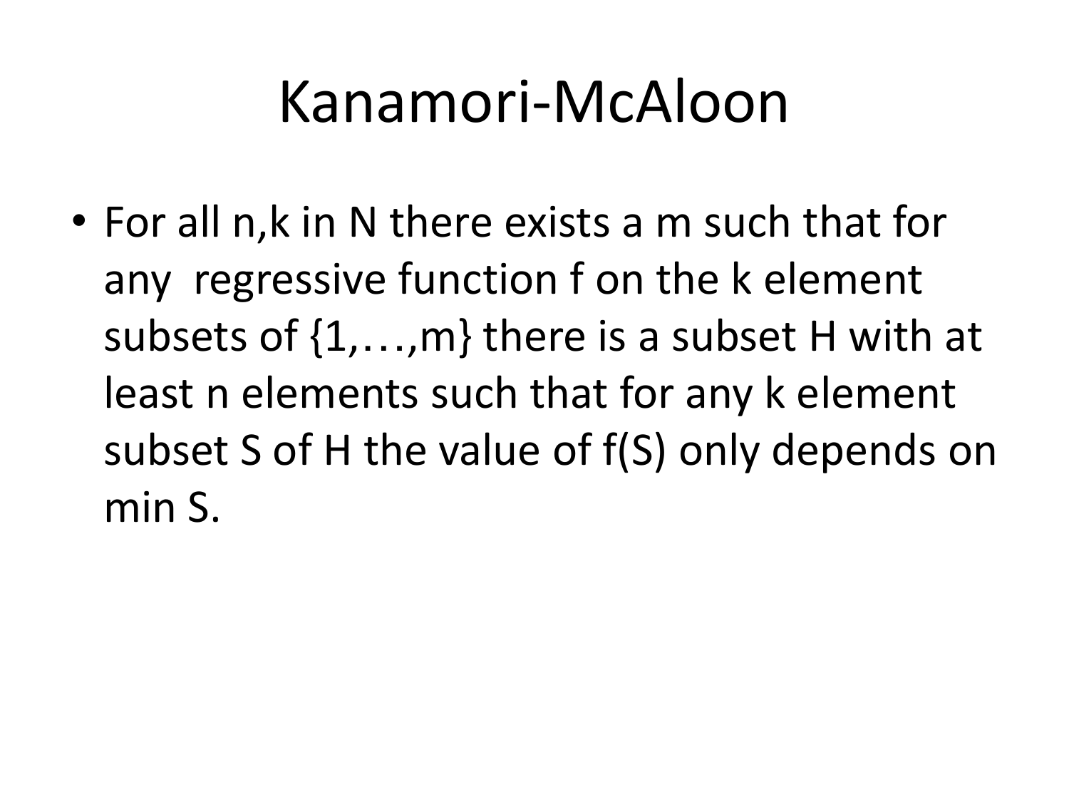# Kanamori-McAloon

- For all $n,k$ in $N$ there exists a $m$ such that for any regressive function $f$ on the $k$ element subsets of $\{1,\ldots,m\}$ there is a subset $H$ with at least $n$ elements such that for any $k$ element subset $S$ of $H$ the value of $f(S)$ only depends on $\min S$.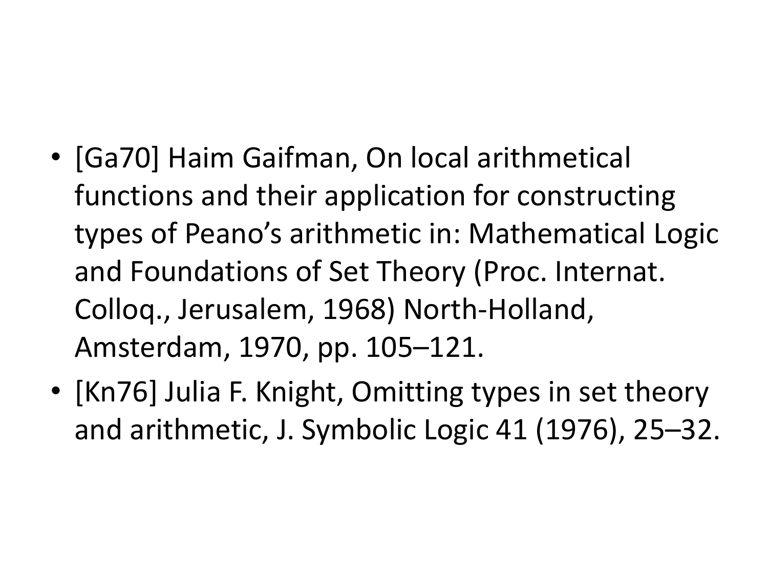- [Ga70] Haim Gaifman, On local arithmetical functions and their application for constructing types of Peano's arithmetic in: Mathematical Logic and Foundations of Set Theory (Proc. Internat. Colloq., Jerusalem, 1968) North-Holland, Amsterdam, 1970, pp. 105–121.
- [Kn76] Julia F. Knight, Omitting types in set theory and arithmetic, J. Symbolic Logic 41 (1976), 25–32.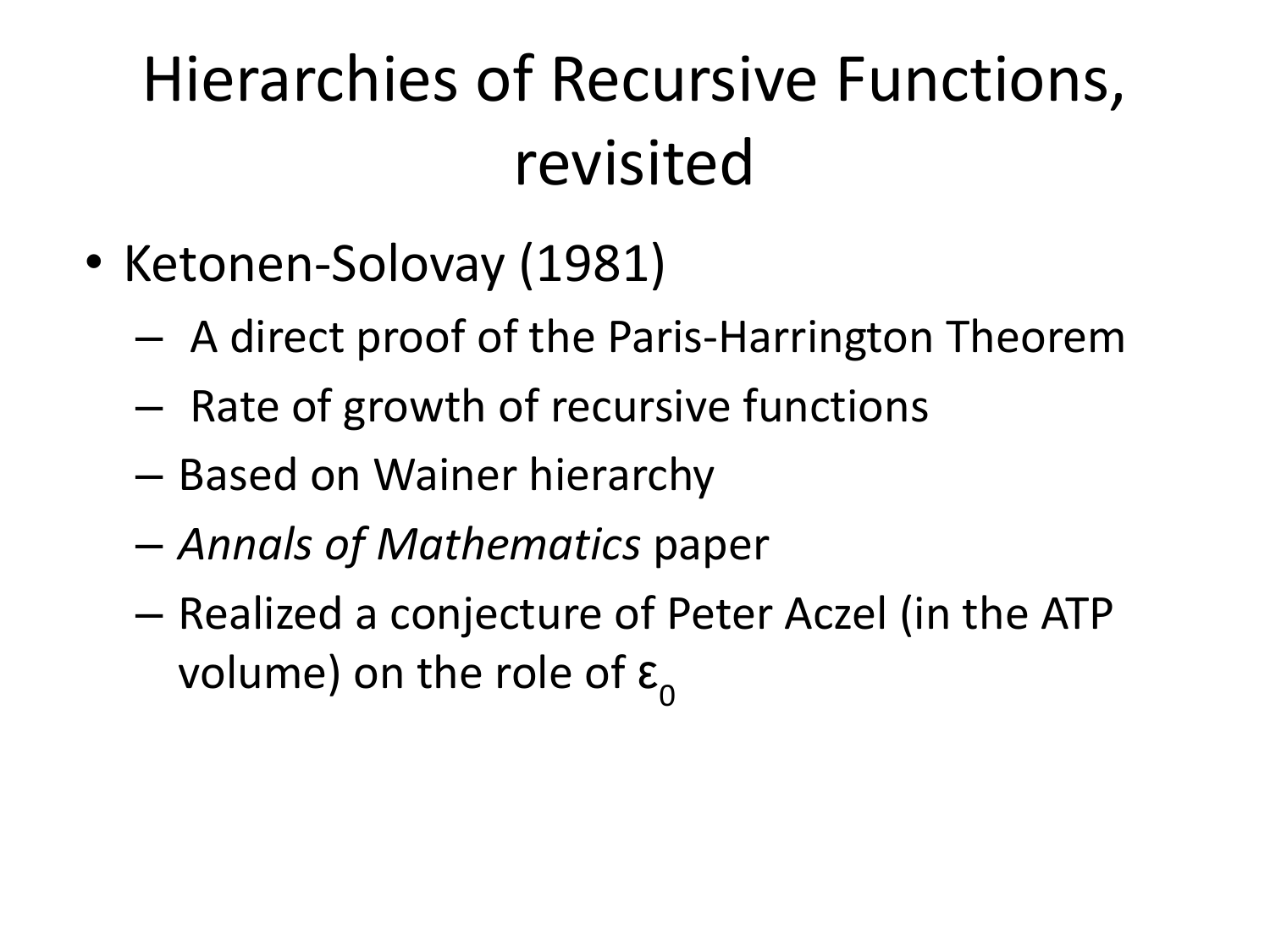# Hierarchies of Recursive Functions, revisited

- Ketonen-Solovay (1981)
  - A direct proof of the Paris-Harrington Theorem
  - Rate of growth of recursive functions
  - Based on Wainer hierarchy
  - *Annals of Mathematics* paper
  - Realized a conjecture of Peter Aczel (in the ATP volume) on the role of $\varepsilon_0$